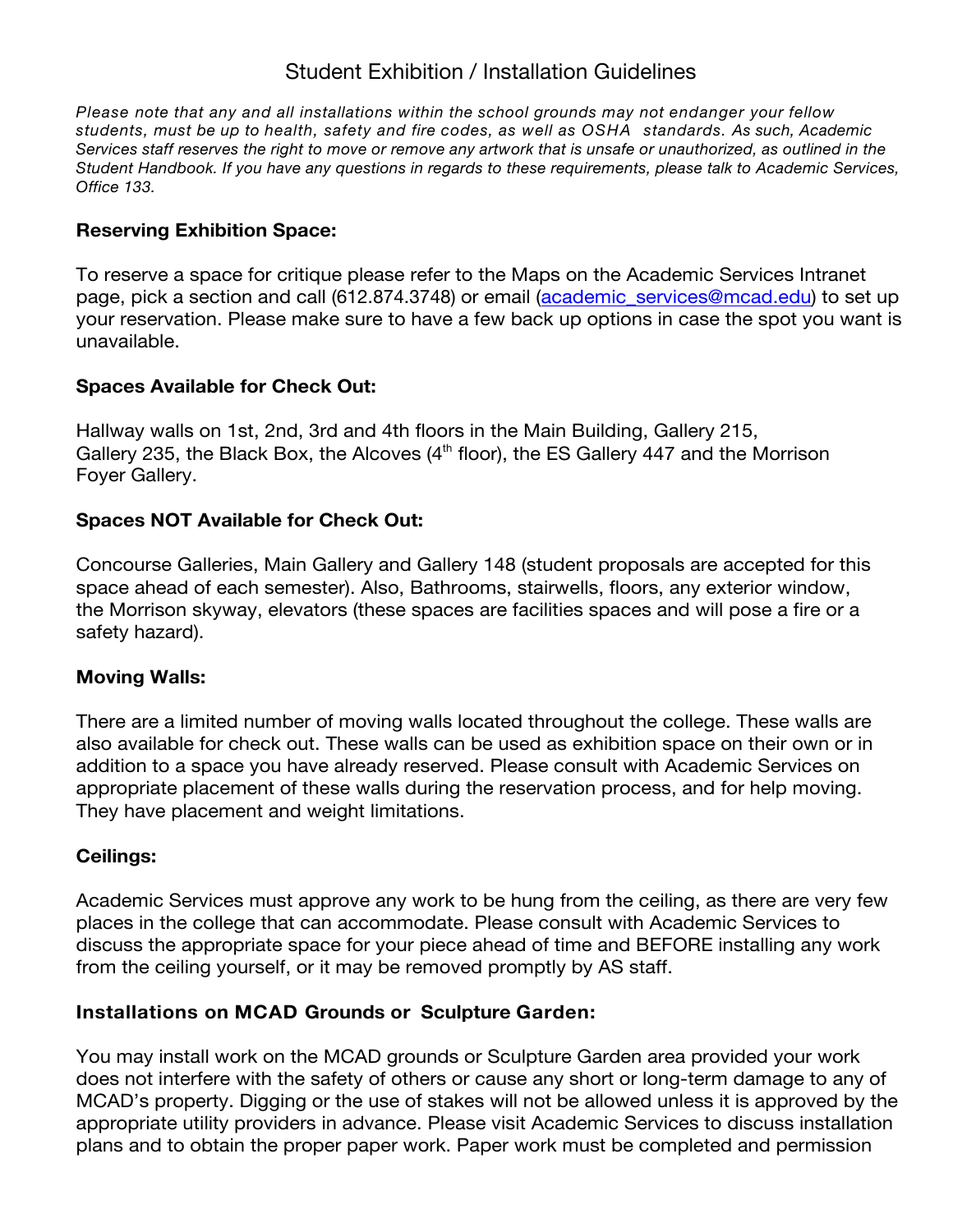# Student Exhibition / Installation Guidelines

*Please note that any and all installations within the school grounds may not endanger your fellow students, must be up to health, safety and fire codes, as well as OSHA standards. As such, Academic Services staff reserves the right to move or remove any artwork that is unsafe or unauthorized, as outlined in the Student Handbook. If you have any questions in regards to these requirements, please talk to Academic Services, Office 133.*

### Reserving Exhibition Space:

To reserve a space for critique please refer to the Maps on the Academic Services Intranet page, pick a section and call (612.874.3748) or email (academic_services@mcad.edu) to set up your reservation. Please make sure to have a few back up options in case the spot you want is unavailable.

### Spaces Available for Check Out:

Hallway walls on 1st, 2nd, 3rd and 4th floors in the Main Building, Gallery 215, Gallery 235, the Black Box, the Alcoves (4th floor), the ES Gallery 447 and the Morrison Foyer Gallery.

### Spaces NOT Available for Check Out:

Concourse Galleries, Main Gallery and Gallery 148 (student proposals are accepted for this space ahead of each semester). Also, Bathrooms, stairwells, floors, any exterior window, the Morrison skyway, elevators (these spaces are facilities spaces and will pose a fire or a safety hazard).

### Moving Walls:

There are a limited number of moving walls located throughout the college. These walls are also available for check out. These walls can be used as exhibition space on their own or in addition to a space you have already reserved. Please consult with Academic Services on appropriate placement of these walls during the reservation process, and for help moving. They have placement and weight limitations.

### Ceilings:

Academic Services must approve any work to be hung from the ceiling, as there are very few places in the college that can accommodate. Please consult with Academic Services to discuss the appropriate space for your piece ahead of time and BEFORE installing any work from the ceiling yourself, or it may be removed promptly by AS staff.

### Installations on MCAD Grounds or Sculpture Garden:

You may install work on the MCAD grounds or Sculpture Garden area provided your work does not interfere with the safety of others or cause any short or long-term damage to any of MCAD's property. Digging or the use of stakes will not be allowed unless it is approved by the appropriate utility providers in advance. Please visit Academic Services to discuss installation plans and to obtain the proper paper work. Paper work must be completed and permission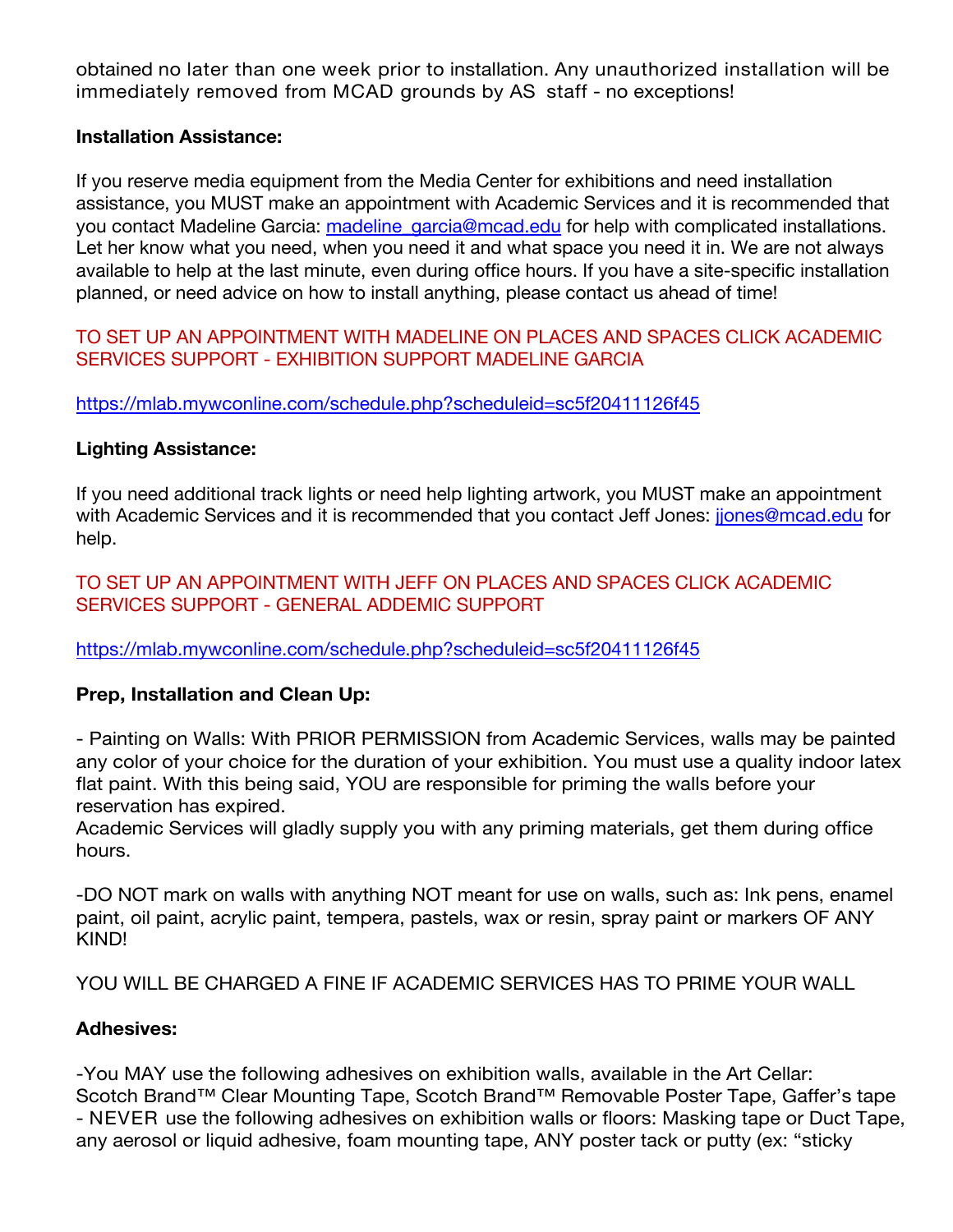obtained no later than one week prior to installation. Any unauthorized installation will be immediately removed from MCAD grounds by AS staff - no exceptions!

**Installation Assistance:**

If you reserve media equipment from the Media Center for exhibitions and need installation assistance, you MUST make an appointment with Academic Services and it is recommended that you contact Madeline Garcia: madeline_garcia@mcad.edu for help with complicated installations. Let her know what you need, when you need it and what space you need it in. We are not always available to help at the last minute, even during office hours. If you have a site-specific installation planned, or need advice on how to install anything, please contact us ahead of time!

TO SET UP AN APPOINTMENT WITH MADELINE ON PLACES AND SPACES CLICK ACADEMIC SERVICES SUPPORT - EXHIBITION SUPPORT MADELINE GARCIA

https://mlab.mywconline.com/schedule.php?scheduleid=sc5f20411126f45

**Lighting Assistance:**

If you need additional track lights or need help lighting artwork, you MUST make an appointment with Academic Services and it is recommended that you contact Jeff Jones: jjones@mcad.edu for help.

TO SET UP AN APPOINTMENT WITH JEFF ON PLACES AND SPACES CLICK ACADEMIC SERVICES SUPPORT - GENERAL ADDEMIC SUPPORT

https://mlab.mywconline.com/schedule.php?scheduleid=sc5f20411126f45

**Prep, Installation and Clean Up:**

- Painting on Walls: With PRIOR PERMISSION from Academic Services, walls may be painted any color of your choice for the duration of your exhibition. You must use a quality indoor latex flat paint. With this being said, YOU are responsible for priming the walls before your reservation has expired.
Academic Services will gladly supply you with any priming materials, get them during office hours.

-DO NOT mark on walls with anything NOT meant for use on walls, such as: Ink pens, enamel paint, oil paint, acrylic paint, tempera, pastels, wax or resin, spray paint or markers OF ANY KIND!

YOU WILL BE CHARGED A FINE IF ACADEMIC SERVICES HAS TO PRIME YOUR WALL

**Adhesives:**

-You MAY use the following adhesives on exhibition walls, available in the Art Cellar: Scotch Brand™ Clear Mounting Tape, Scotch Brand™ Removable Poster Tape, Gaffer's tape
- NEVER use the following adhesives on exhibition walls or floors: Masking tape or Duct Tape, any aerosol or liquid adhesive, foam mounting tape, ANY poster tack or putty (ex: "sticky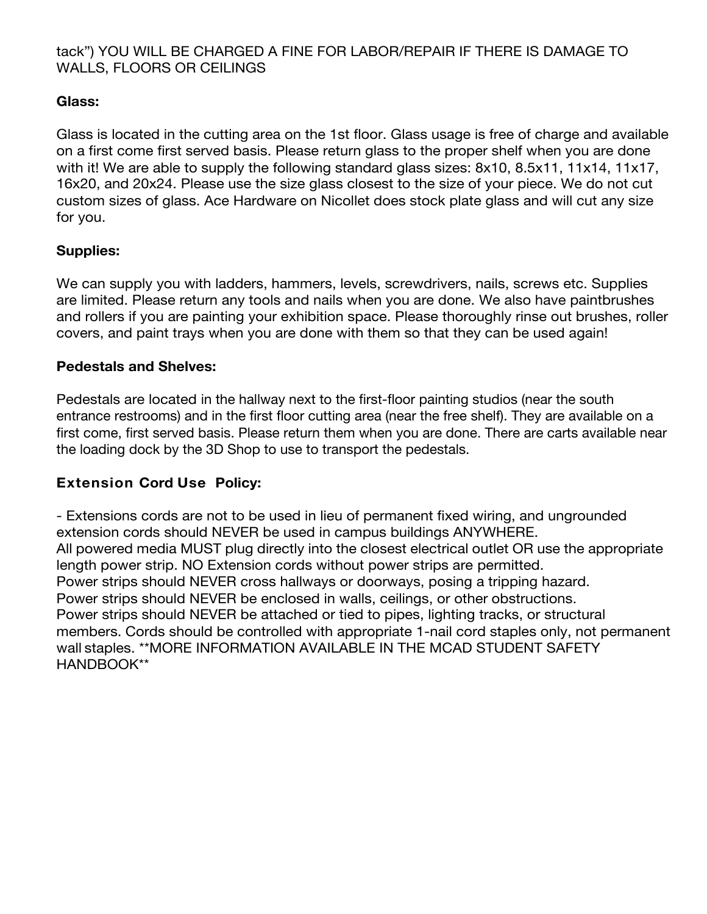tack”) YOU WILL BE CHARGED A FINE FOR LABOR/REPAIR IF THERE IS DAMAGE TO WALLS, FLOORS OR CEILINGS

**Glass:**

Glass is located in the cutting area on the 1st floor. Glass usage is free of charge and available on a first come first served basis. Please return glass to the proper shelf when you are done with it! We are able to supply the following standard glass sizes: 8x10, 8.5x11, 11x14, 11x17, 16x20, and 20x24. Please use the size glass closest to the size of your piece. We do not cut custom sizes of glass. Ace Hardware on Nicollet does stock plate glass and will cut any size for you.

**Supplies:**

We can supply you with ladders, hammers, levels, screwdrivers, nails, screws etc. Supplies are limited. Please return any tools and nails when you are done. We also have paintbrushes and rollers if you are painting your exhibition space. Please thoroughly rinse out brushes, roller covers, and paint trays when you are done with them so that they can be used again!

**Pedestals and Shelves:**

Pedestals are located in the hallway next to the first-floor painting studios (near the south entrance restrooms) and in the first floor cutting area (near the free shelf). They are available on a first come, first served basis. Please return them when you are done. There are carts available near the loading dock by the 3D Shop to use to transport the pedestals.

**Extension Cord Use Policy:**

- Extensions cords are not to be used in lieu of permanent fixed wiring, and ungrounded extension cords should NEVER be used in campus buildings ANYWHERE.
All powered media MUST plug directly into the closest electrical outlet OR use the appropriate length power strip. NO Extension cords without power strips are permitted.
Power strips should NEVER cross hallways or doorways, posing a tripping hazard.
Power strips should NEVER be enclosed in walls, ceilings, or other obstructions.
Power strips should NEVER be attached or tied to pipes, lighting tracks, or structural members. Cords should be controlled with appropriate 1-nail cord staples only, not permanent wall staples. **MORE INFORMATION AVAILABLE IN THE MCAD STUDENT SAFETY HANDBOOK**